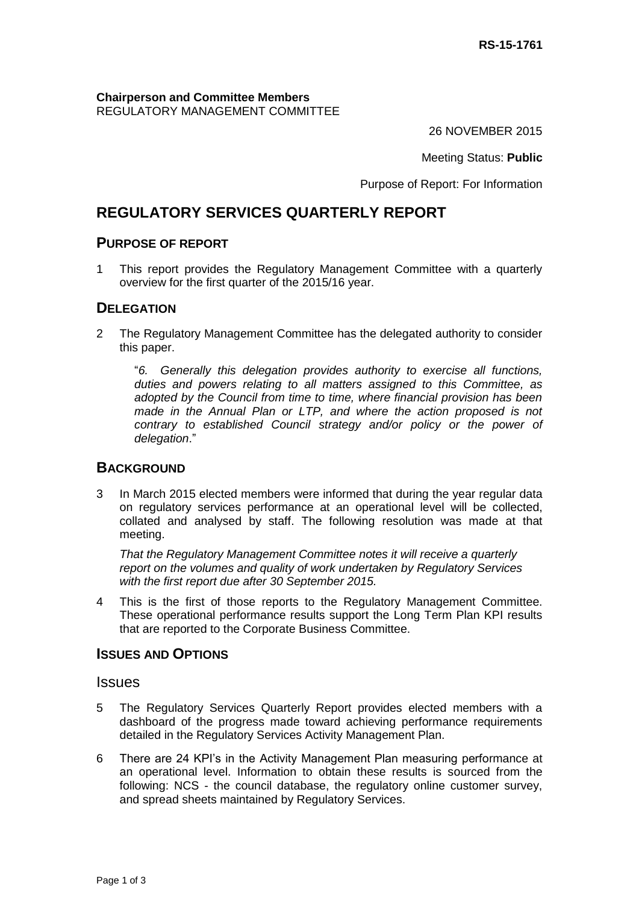**RS-15-1761**

**Chairperson and Committee Members**
REGULATORY MANAGEMENT COMMITTEE

26 NOVEMBER 2015

Meeting Status: **Public**

Purpose of Report: For Information

# REGULATORY SERVICES QUARTERLY REPORT

## PURPOSE OF REPORT

1 This report provides the Regulatory Management Committee with a quarterly overview for the first quarter of the 2015/16 year.

## DELEGATION

2 The Regulatory Management Committee has the delegated authority to consider this paper.

"*6. Generally this delegation provides authority to exercise all functions, duties and powers relating to all matters assigned to this Committee, as adopted by the Council from time to time, where financial provision has been made in the Annual Plan or LTP, and where the action proposed is not contrary to established Council strategy and/or policy or the power of delegation*."

## BACKGROUND

3 In March 2015 elected members were informed that during the year regular data on regulatory services performance at an operational level will be collected, collated and analysed by staff. The following resolution was made at that meeting.

*That the Regulatory Management Committee notes it will receive a quarterly report on the volumes and quality of work undertaken by Regulatory Services with the first report due after 30 September 2015.*

4 This is the first of those reports to the Regulatory Management Committee. These operational performance results support the Long Term Plan KPI results that are reported to the Corporate Business Committee.

## ISSUES AND OPTIONS

### Issues

5 The Regulatory Services Quarterly Report provides elected members with a dashboard of the progress made toward achieving performance requirements detailed in the Regulatory Services Activity Management Plan.

6 There are 24 KPI's in the Activity Management Plan measuring performance at an operational level. Information to obtain these results is sourced from the following: NCS - the council database, the regulatory online customer survey, and spread sheets maintained by Regulatory Services.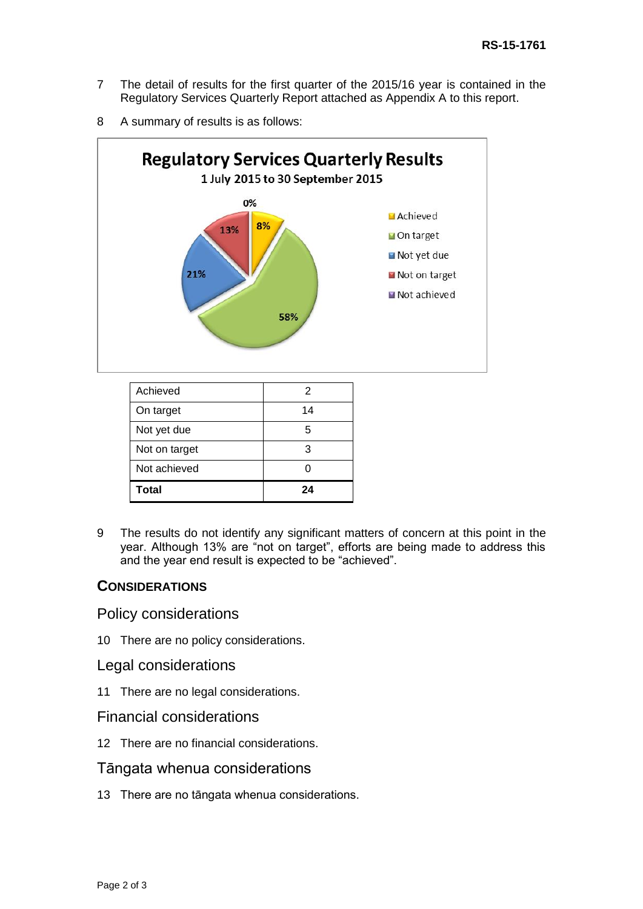7 The detail of results for the first quarter of the 2015/16 year is contained in the Regulatory Services Quarterly Report attached as Appendix A to this report.

8 A summary of results is as follows:

**Regulatory Services Quarterly Results**

1 July 2015 to 30 September 2015

| Achieved | 2 |
|---|---|
| On target | 14 |
| Not yet due | 5 |
| Not on target | 3 |
| Not achieved | 0 |
| **Total** | **24** |

9 The results do not identify any significant matters of concern at this point in the year. Although 13% are "not on target", efforts are being made to address this and the year end result is expected to be "achieved".

## CONSIDERATIONS

### Policy considerations

10 There are no policy considerations.

### Legal considerations

11 There are no legal considerations.

### Financial considerations

12 There are no financial considerations.

### Tāngata whenua considerations

13 There are no tāngata whenua considerations.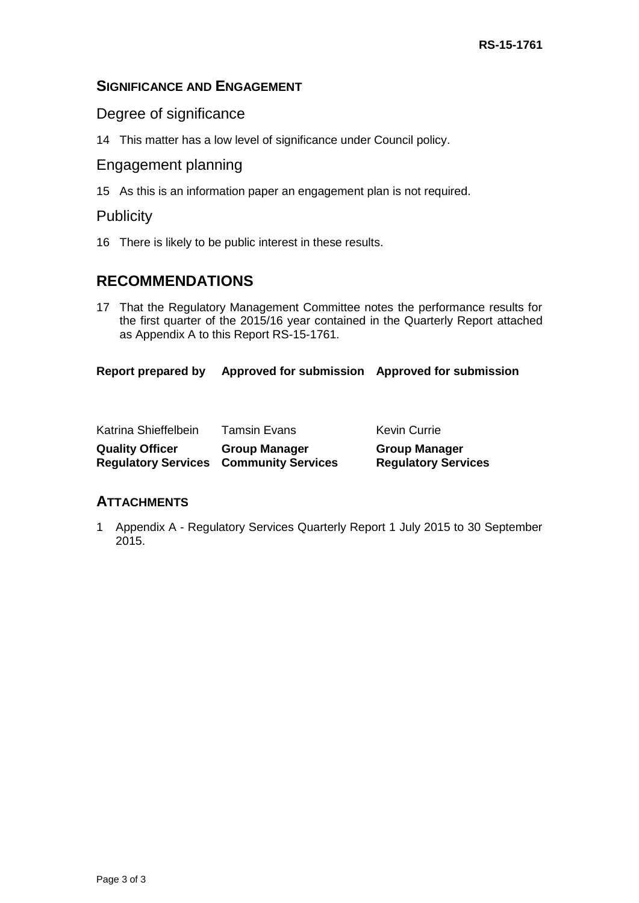## SIGNIFICANCE AND ENGAGEMENT

### Degree of significance

14 This matter has a low level of significance under Council policy.

### Engagement planning

15 As this is an information paper an engagement plan is not required.

### Publicity

16 There is likely to be public interest in these results.

## RECOMMENDATIONS

17 That the Regulatory Management Committee notes the performance results for the first quarter of the 2015/16 year contained in the Quarterly Report attached as Appendix A to this Report RS-15-1761.

| Report prepared by | Approved for submission | Approved for submission |
| --- | --- | --- |
| Katrina Shieffelbein | Tamsin Evans | Kevin Currie |
| **Quality Officer** | **Group Manager** | **Group Manager** |
| **Regulatory Services** | **Community Services** | **Regulatory Services** |

## ATTACHMENTS

1 Appendix A - Regulatory Services Quarterly Report 1 July 2015 to 30 September 2015.